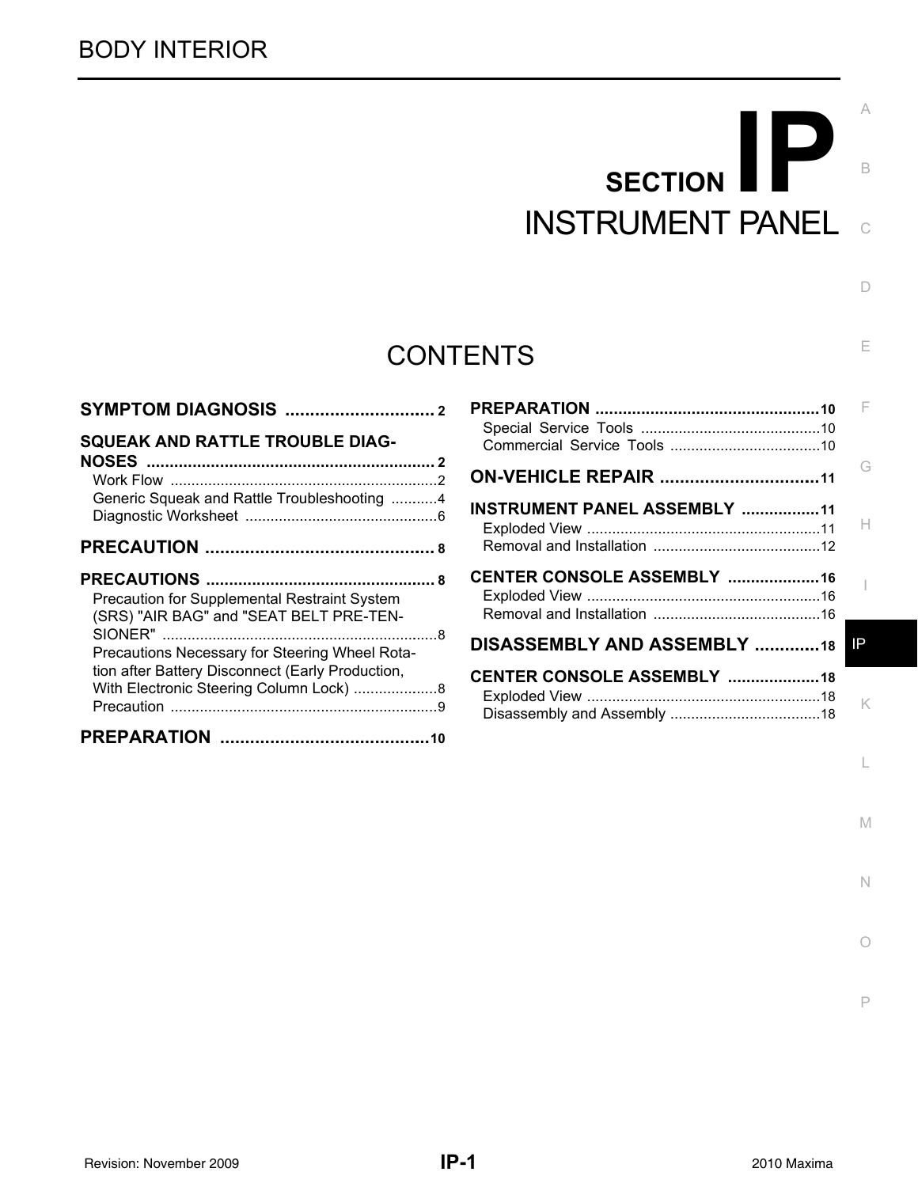# SECTION IP

# INSTRUMENT PANEL

## CONTENTS

**SYMPTOM DIAGNOSIS** .............................. 2

**SQUEAK AND RATTLE TROUBLE DIAGNOSES** .............................................................. 2
- Work Flow ................................................................2
- Generic Squeak and Rattle Troubleshooting ...........4
- Diagnostic Worksheet .............................................6

**PRECAUTION** .............................................. 8

**PRECAUTIONS** .............................................. 8
- Precaution for Supplemental Restraint System (SRS) "AIR BAG" and "SEAT BELT PRE-TENSIONER" ..................................................................8
- Precautions Necessary for Steering Wheel Rotation after Battery Disconnect (Early Production, With Electronic Steering Column Lock) ....................8
- Precaution ...............................................................9

**PREPARATION** ..........................................10

**PREPARATION** ................................................10
- Special Service Tools ...........................................10
- Commercial Service Tools ....................................10

**ON-VEHICLE REPAIR** ................................11

**INSTRUMENT PANEL ASSEMBLY** .................11
- Exploded View .......................................................11
- Removal and Installation ........................................12

**CENTER CONSOLE ASSEMBLY** ....................16
- Exploded View .......................................................16
- Removal and Installation ........................................16

**DISASSEMBLY AND ASSEMBLY** .............18

**CENTER CONSOLE ASSEMBLY** ....................18
- Exploded View .......................................................18
- Disassembly and Assembly ...................................18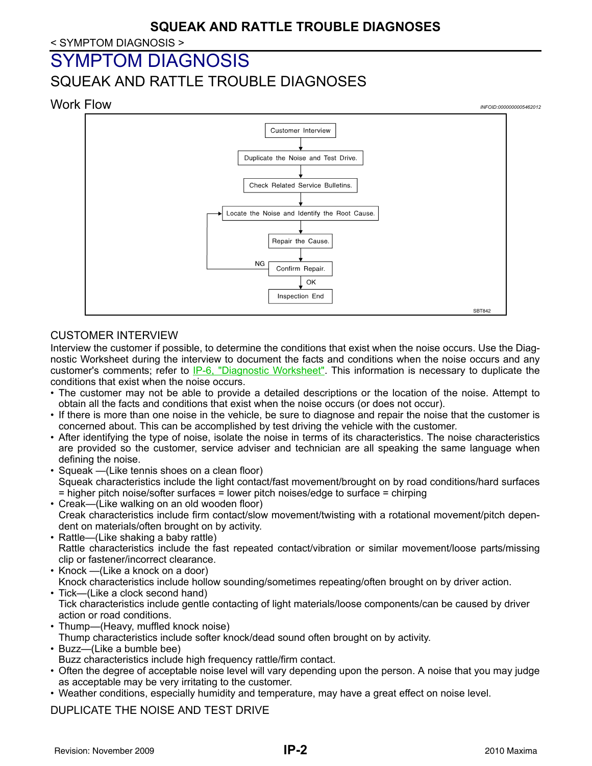< SYMPTOM DIAGNOSIS >

# SYMPTOM DIAGNOSIS

## SQUEAK AND RATTLE TROUBLE DIAGNOSES

### Work Flow

INFOID:0000000005462012

Customer Interview → Duplicate the Noise and Test Drive. → Check Related Service Bulletins. → Locate the Noise and Identify the Root Cause. → Repair the Cause. → Confirm Repair. → OK → Inspection End

(Confirm Repair: NG → return to Locate the Noise and Identify the Root Cause.)

SBT842

#### CUSTOMER INTERVIEW

Interview the customer if possible, to determine the conditions that exist when the noise occurs. Use the Diagnostic Worksheet during the interview to document the facts and conditions when the noise occurs and any customer's comments; refer to IP-6, "Diagnostic Worksheet". This information is necessary to duplicate the conditions that exist when the noise occurs.

- The customer may not be able to provide a detailed descriptions or the location of the noise. Attempt to obtain all the facts and conditions that exist when the noise occurs (or does not occur).
- If there is more than one noise in the vehicle, be sure to diagnose and repair the noise that the customer is concerned about. This can be accomplished by test driving the vehicle with the customer.
- After identifying the type of noise, isolate the noise in terms of its characteristics. The noise characteristics are provided so the customer, service adviser and technician are all speaking the same language when defining the noise.
- Squeak —(Like tennis shoes on a clean floor)
  Squeak characteristics include the light contact/fast movement/brought on by road conditions/hard surfaces = higher pitch noise/softer surfaces = lower pitch noises/edge to surface = chirping
- Creak—(Like walking on an old wooden floor)
  Creak characteristics include firm contact/slow movement/twisting with a rotational movement/pitch dependent on materials/often brought on by activity.
- Rattle—(Like shaking a baby rattle)
  Rattle characteristics include the fast repeated contact/vibration or similar movement/loose parts/missing clip or fastener/incorrect clearance.
- Knock —(Like a knock on a door)
  Knock characteristics include hollow sounding/sometimes repeating/often brought on by driver action.
- Tick—(Like a clock second hand)
  Tick characteristics include gentle contacting of light materials/loose components/can be caused by driver action or road conditions.
- Thump—(Heavy, muffled knock noise)
  Thump characteristics include softer knock/dead sound often brought on by activity.
- Buzz—(Like a bumble bee)
  Buzz characteristics include high frequency rattle/firm contact.
- Often the degree of acceptable noise level will vary depending upon the person. A noise that you may judge as acceptable may be very irritating to the customer.
- Weather conditions, especially humidity and temperature, may have a great effect on noise level.

#### DUPLICATE THE NOISE AND TEST DRIVE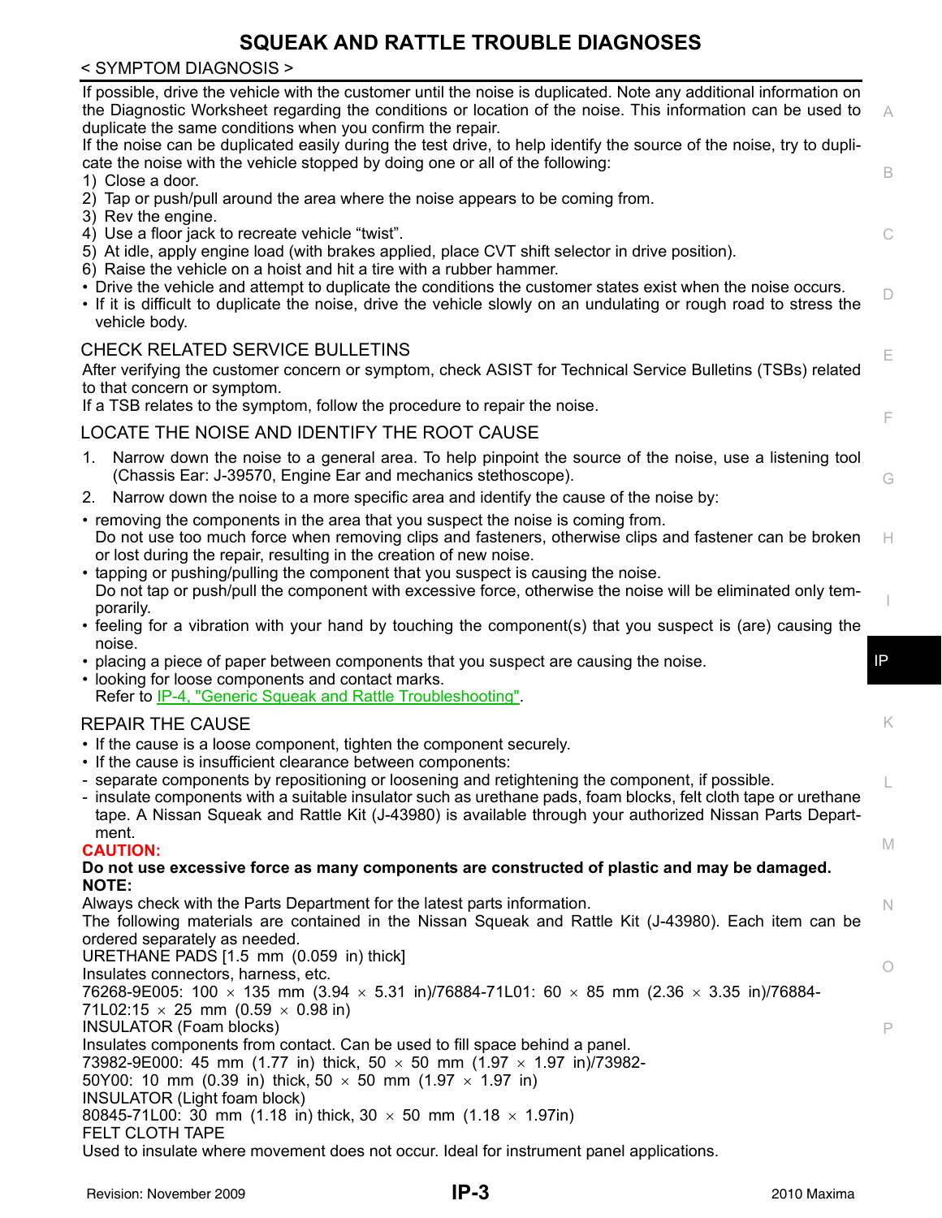If possible, drive the vehicle with the customer until the noise is duplicated. Note any additional information on the Diagnostic Worksheet regarding the conditions or location of the noise. This information can be used to duplicate the same conditions when you confirm the repair.

If the noise can be duplicated easily during the test drive, to help identify the source of the noise, try to duplicate the noise with the vehicle stopped by doing one or all of the following:

1) Close a door.
2) Tap or push/pull around the area where the noise appears to be coming from.
3) Rev the engine.
4) Use a floor jack to recreate vehicle "twist".
5) At idle, apply engine load (with brakes applied, place CVT shift selector in drive position).
6) Raise the vehicle on a hoist and hit a tire with a rubber hammer.

- Drive the vehicle and attempt to duplicate the conditions the customer states exist when the noise occurs.
- If it is difficult to duplicate the noise, drive the vehicle slowly on an undulating or rough road to stress the vehicle body.

## CHECK RELATED SERVICE BULLETINS

After verifying the customer concern or symptom, check ASIST for Technical Service Bulletins (TSBs) related to that concern or symptom.

If a TSB relates to the symptom, follow the procedure to repair the noise.

## LOCATE THE NOISE AND IDENTIFY THE ROOT CAUSE

1. Narrow down the noise to a general area. To help pinpoint the source of the noise, use a listening tool (Chassis Ear: J-39570, Engine Ear and mechanics stethoscope).
2. Narrow down the noise to a more specific area and identify the cause of the noise by:

- removing the components in the area that you suspect the noise is coming from.  
  Do not use too much force when removing clips and fasteners, otherwise clips and fastener can be broken or lost during the repair, resulting in the creation of new noise.
- tapping or pushing/pulling the component that you suspect is causing the noise.  
  Do not tap or push/pull the component with excessive force, otherwise the noise will be eliminated only temporarily.
- feeling for a vibration with your hand by touching the component(s) that you suspect is (are) causing the noise.
- placing a piece of paper between components that you suspect are causing the noise.
- looking for loose components and contact marks.  
  Refer to IP-4, "Generic Squeak and Rattle Troubleshooting".

## REPAIR THE CAUSE

- If the cause is a loose component, tighten the component securely.
- If the cause is insufficient clearance between components:
  - separate components by repositioning or loosening and retightening the component, if possible.
  - insulate components with a suitable insulator such as urethane pads, foam blocks, felt cloth tape or urethane tape. A Nissan Squeak and Rattle Kit (J-43980) is available through your authorized Nissan Parts Department.

**CAUTION:**

**Do not use excessive force as many components are constructed of plastic and may be damaged.**

**NOTE:**

Always check with the Parts Department for the latest parts information.

The following materials are contained in the Nissan Squeak and Rattle Kit (J-43980). Each item can be ordered separately as needed.

URETHANE PADS [1.5 mm (0.059 in) thick]

Insulates connectors, harness, etc.

76268-9E005: 100 × 135 mm (3.94 × 5.31 in)/76884-71L01: 60 × 85 mm (2.36 × 3.35 in)/76884-71L02:15 × 25 mm (0.59 × 0.98 in)

INSULATOR (Foam blocks)

Insulates components from contact. Can be used to fill space behind a panel.

73982-9E000: 45 mm (1.77 in) thick, 50 × 50 mm (1.97 × 1.97 in)/73982-50Y00: 10 mm (0.39 in) thick, 50 × 50 mm (1.97 × 1.97 in)

INSULATOR (Light foam block)

80845-71L00: 30 mm (1.18 in) thick, 30 × 50 mm (1.18 × 1.97in)

FELT CLOTH TAPE

Used to insulate where movement does not occur. Ideal for instrument panel applications.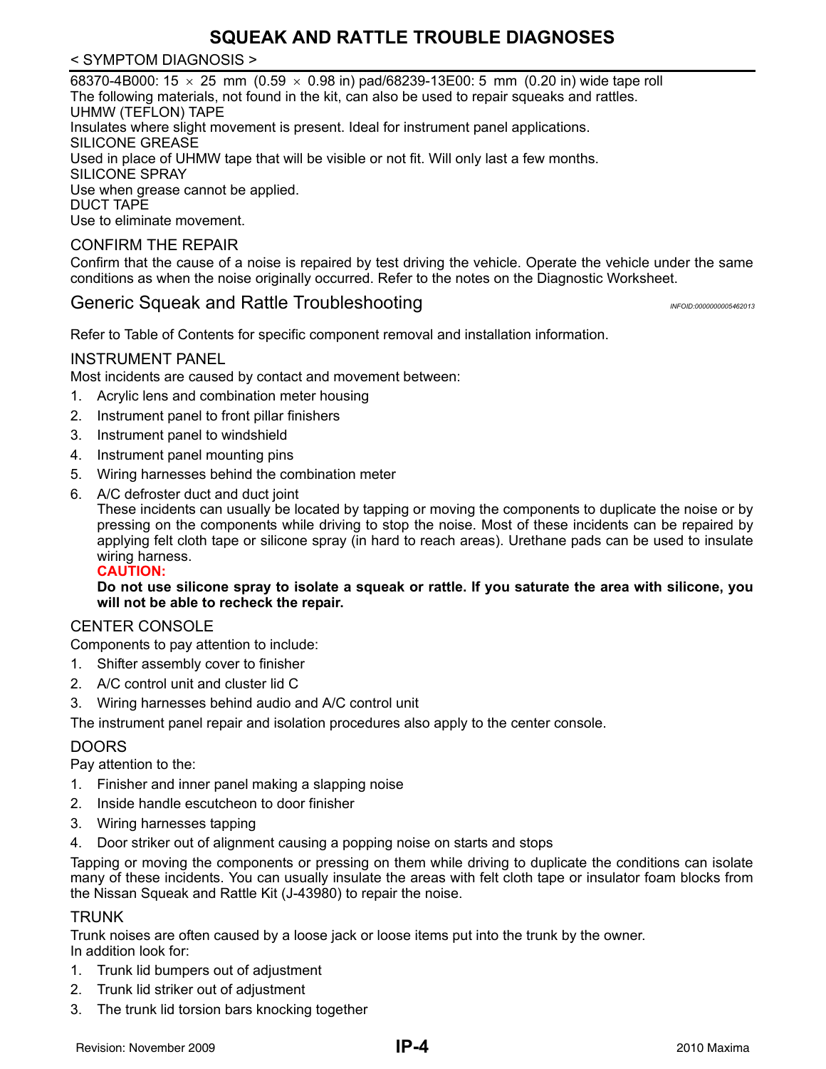68370-4B000: 15 × 25 mm (0.59 × 0.98 in) pad/68239-13E00: 5 mm (0.20 in) wide tape roll

The following materials, not found in the kit, can also be used to repair squeaks and rattles.

UHMW (TEFLON) TAPE

Insulates where slight movement is present. Ideal for instrument panel applications.

SILICONE GREASE

Used in place of UHMW tape that will be visible or not fit. Will only last a few months.

SILICONE SPRAY

Use when grease cannot be applied.

DUCT TAPE

Use to eliminate movement.

### CONFIRM THE REPAIR

Confirm that the cause of a noise is repaired by test driving the vehicle. Operate the vehicle under the same conditions as when the noise originally occurred. Refer to the notes on the Diagnostic Worksheet.

## Generic Squeak and Rattle Troubleshooting

*INFOID:0000000005462013*

Refer to Table of Contents for specific component removal and installation information.

### INSTRUMENT PANEL

Most incidents are caused by contact and movement between:

1. Acrylic lens and combination meter housing
2. Instrument panel to front pillar finishers
3. Instrument panel to windshield
4. Instrument panel mounting pins
5. Wiring harnesses behind the combination meter
6. A/C defroster duct and duct joint

   These incidents can usually be located by tapping or moving the components to duplicate the noise or by pressing on the components while driving to stop the noise. Most of these incidents can be repaired by applying felt cloth tape or silicone spray (in hard to reach areas). Urethane pads can be used to insulate wiring harness.

   **CAUTION:**

   **Do not use silicone spray to isolate a squeak or rattle. If you saturate the area with silicone, you will not be able to recheck the repair.**

### CENTER CONSOLE

Components to pay attention to include:

1. Shifter assembly cover to finisher
2. A/C control unit and cluster lid C
3. Wiring harnesses behind audio and A/C control unit

The instrument panel repair and isolation procedures also apply to the center console.

### DOORS

Pay attention to the:

1. Finisher and inner panel making a slapping noise
2. Inside handle escutcheon to door finisher
3. Wiring harnesses tapping
4. Door striker out of alignment causing a popping noise on starts and stops

Tapping or moving the components or pressing on them while driving to duplicate the conditions can isolate many of these incidents. You can usually insulate the areas with felt cloth tape or insulator foam blocks from the Nissan Squeak and Rattle Kit (J-43980) to repair the noise.

### TRUNK

Trunk noises are often caused by a loose jack or loose items put into the trunk by the owner.

In addition look for:

1. Trunk lid bumpers out of adjustment
2. Trunk lid striker out of adjustment
3. The trunk lid torsion bars knocking together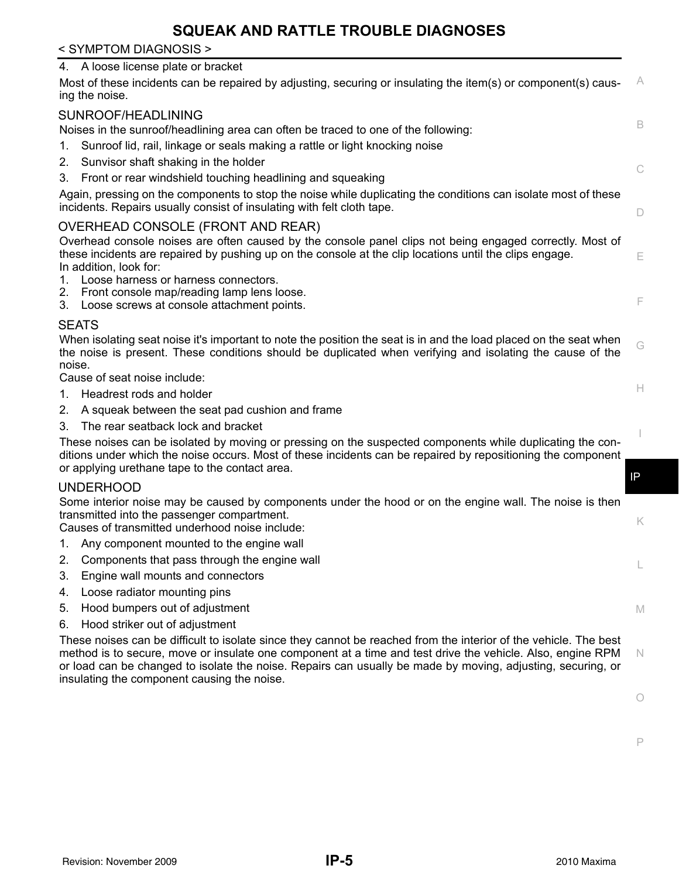4. A loose license plate or bracket

Most of these incidents can be repaired by adjusting, securing or insulating the item(s) or component(s) causing the noise.

### SUNROOF/HEADLINING

Noises in the sunroof/headlining area can often be traced to one of the following:

1. Sunroof lid, rail, linkage or seals making a rattle or light knocking noise
2. Sunvisor shaft shaking in the holder
3. Front or rear windshield touching headlining and squeaking

Again, pressing on the components to stop the noise while duplicating the conditions can isolate most of these incidents. Repairs usually consist of insulating with felt cloth tape.

### OVERHEAD CONSOLE (FRONT AND REAR)

Overhead console noises are often caused by the console panel clips not being engaged correctly. Most of these incidents are repaired by pushing up on the console at the clip locations until the clips engage.
In addition, look for:

1. Loose harness or harness connectors.
2. Front console map/reading lamp lens loose.
3. Loose screws at console attachment points.

### SEATS

When isolating seat noise it's important to note the position the seat is in and the load placed on the seat when the noise is present. These conditions should be duplicated when verifying and isolating the cause of the noise.
Cause of seat noise include:

1. Headrest rods and holder
2. A squeak between the seat pad cushion and frame
3. The rear seatback lock and bracket

These noises can be isolated by moving or pressing on the suspected components while duplicating the conditions under which the noise occurs. Most of these incidents can be repaired by repositioning the component or applying urethane tape to the contact area.

### UNDERHOOD

Some interior noise may be caused by components under the hood or on the engine wall. The noise is then transmitted into the passenger compartment.
Causes of transmitted underhood noise include:

1. Any component mounted to the engine wall
2. Components that pass through the engine wall
3. Engine wall mounts and connectors
4. Loose radiator mounting pins
5. Hood bumpers out of adjustment
6. Hood striker out of adjustment

These noises can be difficult to isolate since they cannot be reached from the interior of the vehicle. The best method is to secure, move or insulate one component at a time and test drive the vehicle. Also, engine RPM or load can be changed to isolate the noise. Repairs can usually be made by moving, adjusting, securing, or insulating the component causing the noise.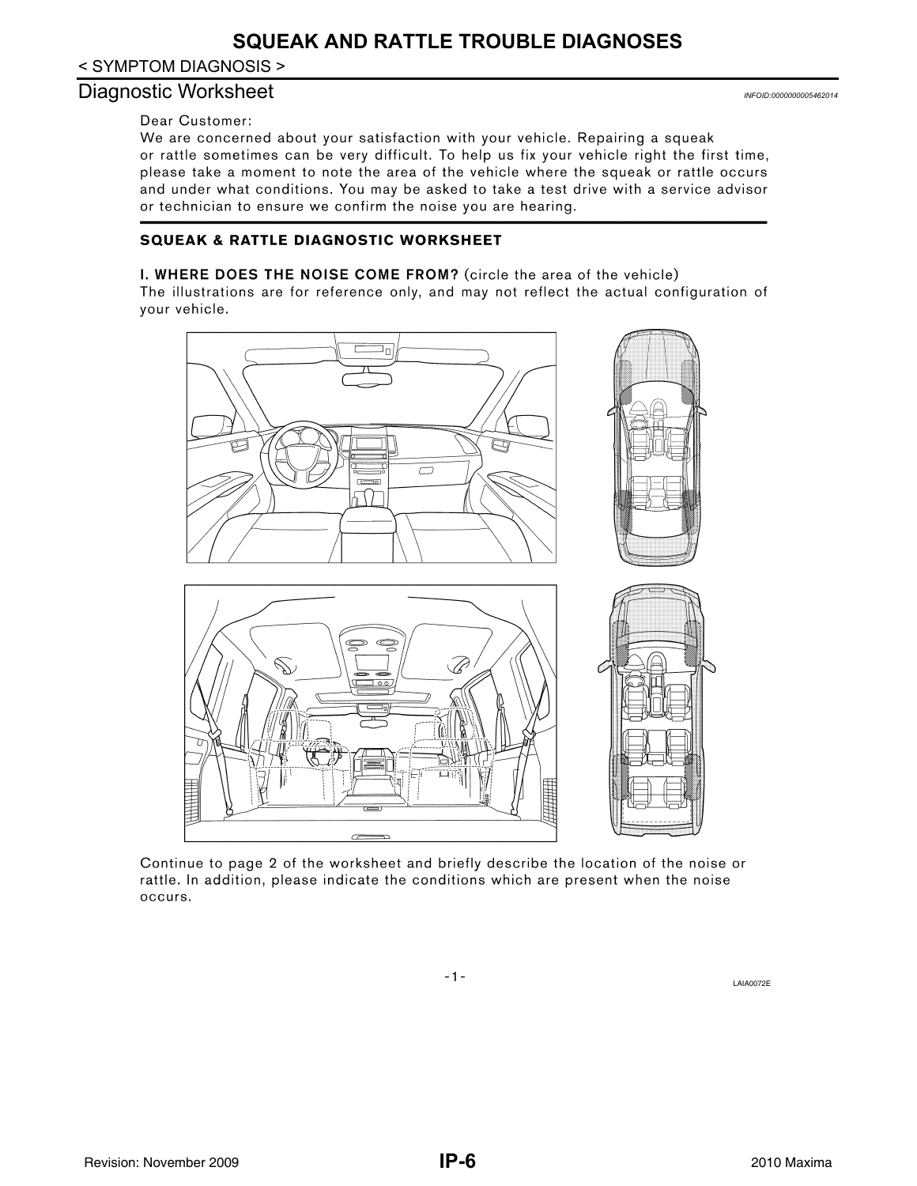# SQUEAK AND RATTLE TROUBLE DIAGNOSES

< SYMPTOM DIAGNOSIS >

## Diagnostic Worksheet

INFOID:0000000005462014

Dear Customer:

We are concerned about your satisfaction with your vehicle. Repairing a squeak or rattle sometimes can be very difficult. To help us fix your vehicle right the first time, please take a moment to note the area of the vehicle where the squeak or rattle occurs and under what conditions. You may be asked to take a test drive with a service advisor or technician to ensure we confirm the noise you are hearing.

### SQUEAK & RATTLE DIAGNOSTIC WORKSHEET

**I. WHERE DOES THE NOISE COME FROM?** (circle the area of the vehicle)

The illustrations are for reference only, and may not reflect the actual configuration of your vehicle.

Continue to page 2 of the worksheet and briefly describe the location of the noise or rattle. In addition, please indicate the conditions which are present when the noise occurs.

-1-

LAIA0072E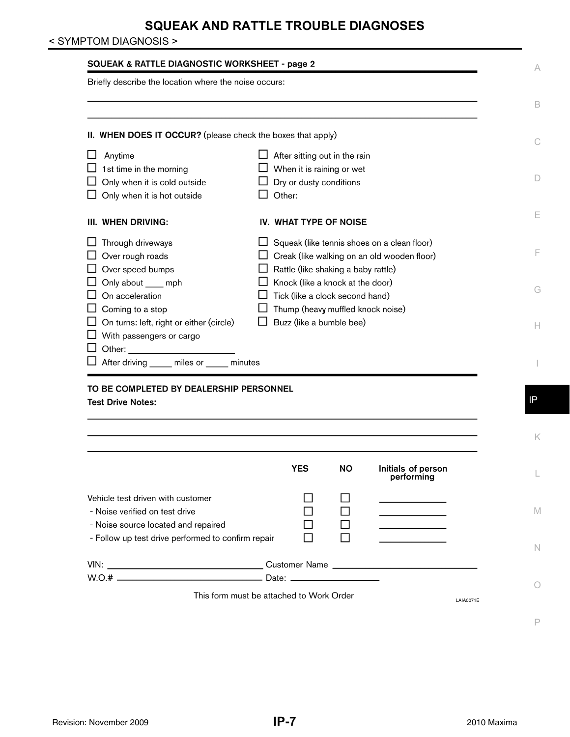# SQUEAK AND RATTLE TROUBLE DIAGNOSES

< SYMPTOM DIAGNOSIS >

## SQUEAK & RATTLE DIAGNOSTIC WORKSHEET - page 2

Briefly describe the location where the noise occurs:

\_\_\_\_\_\_\_\_\_\_\_\_\_\_\_\_\_\_\_\_\_\_\_\_\_\_\_\_\_\_\_\_\_\_\_\_\_\_\_\_\_\_\_\_\_\_\_\_\_\_\_\_\_\_\_\_\_\_\_\_

\_\_\_\_\_\_\_\_\_\_\_\_\_\_\_\_\_\_\_\_\_\_\_\_\_\_\_\_\_\_\_\_\_\_\_\_\_\_\_\_\_\_\_\_\_\_\_\_\_\_\_\_\_\_\_\_\_\_\_\_

**II. WHEN DOES IT OCCUR?** (please check the boxes that apply)

- ☐ Anytime
- ☐ 1st time in the morning
- ☐ Only when it is cold outside
- ☐ Only when it is hot outside
- ☐ After sitting out in the rain
- ☐ When it is raining or wet
- ☐ Dry or dusty conditions
- ☐ Other:

**III. WHEN DRIVING:**

- ☐ Through driveways
- ☐ Over rough roads
- ☐ Over speed bumps
- ☐ Only about \_\_\_\_ mph
- ☐ On acceleration
- ☐ Coming to a stop
- ☐ On turns: left, right or either (circle)
- ☐ With passengers or cargo
- ☐ Other: \_\_\_\_\_\_\_\_\_\_\_\_\_\_\_\_\_\_\_\_
- ☐ After driving \_\_\_\_\_ miles or \_\_\_\_\_ minutes

**IV. WHAT TYPE OF NOISE**

- ☐ Squeak (like tennis shoes on a clean floor)
- ☐ Creak (like walking on an old wooden floor)
- ☐ Rattle (like shaking a baby rattle)
- ☐ Knock (like a knock at the door)
- ☐ Tick (like a clock second hand)
- ☐ Thump (heavy muffled knock noise)
- ☐ Buzz (like a bumble bee)

**TO BE COMPLETED BY DEALERSHIP PERSONNEL**

**Test Drive Notes:**

\_\_\_\_\_\_\_\_\_\_\_\_\_\_\_\_\_\_\_\_\_\_\_\_\_\_\_\_\_\_\_\_\_\_\_\_\_\_\_\_\_\_\_\_\_\_\_\_\_\_\_\_\_\_\_\_\_\_\_\_

\_\_\_\_\_\_\_\_\_\_\_\_\_\_\_\_\_\_\_\_\_\_\_\_\_\_\_\_\_\_\_\_\_\_\_\_\_\_\_\_\_\_\_\_\_\_\_\_\_\_\_\_\_\_\_\_\_\_\_\_

\_\_\_\_\_\_\_\_\_\_\_\_\_\_\_\_\_\_\_\_\_\_\_\_\_\_\_\_\_\_\_\_\_\_\_\_\_\_\_\_\_\_\_\_\_\_\_\_\_\_\_\_\_\_\_\_\_\_\_\_

| | YES | NO | Initials of person performing |
|---|---|---|---|
| Vehicle test driven with customer | ☐ | ☐ | \_\_\_\_\_\_\_\_\_\_ |
| - Noise verified on test drive | ☐ | ☐ | \_\_\_\_\_\_\_\_\_\_ |
| - Noise source located and repaired | ☐ | ☐ | \_\_\_\_\_\_\_\_\_\_ |
| - Follow up test drive performed to confirm repair | ☐ | ☐ | \_\_\_\_\_\_\_\_\_\_ |

VIN: \_\_\_\_\_\_\_\_\_\_\_\_\_\_\_\_\_\_\_\_\_\_\_\_ Customer Name \_\_\_\_\_\_\_\_\_\_\_\_\_\_\_\_\_\_\_\_\_\_\_\_

W.O.# \_\_\_\_\_\_\_\_\_\_\_\_\_\_\_\_\_\_\_\_\_\_\_\_ Date: \_\_\_\_\_\_\_\_\_\_\_\_\_\_\_\_

This form must be attached to Work Order

LAIA0071E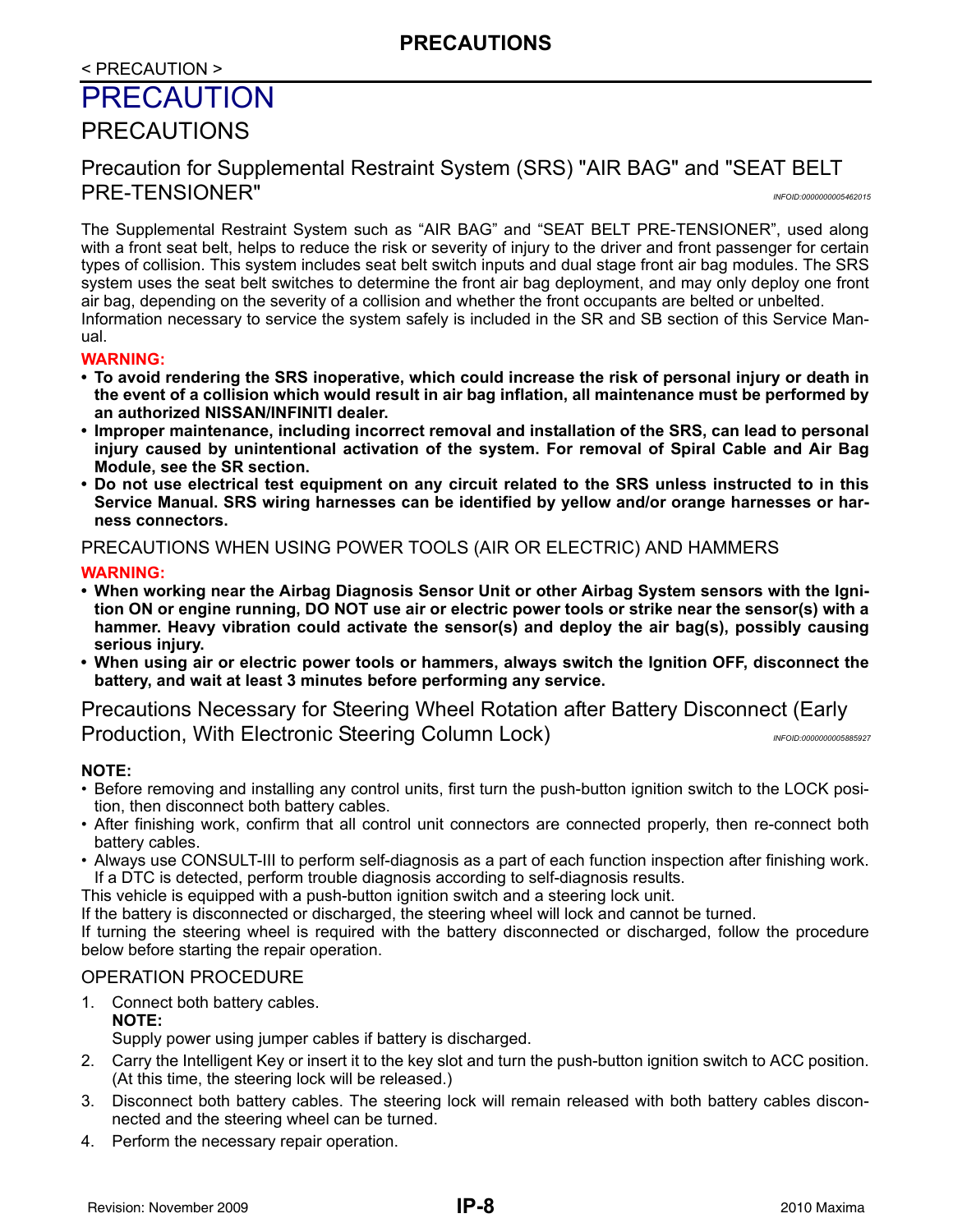< PRECAUTION >

# PRECAUTION

## PRECAUTIONS

### Precaution for Supplemental Restraint System (SRS) "AIR BAG" and "SEAT BELT PRE-TENSIONER"

*INFOID:0000000005462015*

The Supplemental Restraint System such as “AIR BAG” and “SEAT BELT PRE-TENSIONER”, used along with a front seat belt, helps to reduce the risk or severity of injury to the driver and front passenger for certain types of collision. This system includes seat belt switch inputs and dual stage front air bag modules. The SRS system uses the seat belt switches to determine the front air bag deployment, and may only deploy one front air bag, depending on the severity of a collision and whether the front occupants are belted or unbelted.
Information necessary to service the system safely is included in the SR and SB section of this Service Manual.

**WARNING:**

- **To avoid rendering the SRS inoperative, which could increase the risk of personal injury or death in the event of a collision which would result in air bag inflation, all maintenance must be performed by an authorized NISSAN/INFINITI dealer.**
- **Improper maintenance, including incorrect removal and installation of the SRS, can lead to personal injury caused by unintentional activation of the system. For removal of Spiral Cable and Air Bag Module, see the SR section.**
- **Do not use electrical test equipment on any circuit related to the SRS unless instructed to in this Service Manual. SRS wiring harnesses can be identified by yellow and/or orange harnesses or harness connectors.**

PRECAUTIONS WHEN USING POWER TOOLS (AIR OR ELECTRIC) AND HAMMERS

**WARNING:**

- **When working near the Airbag Diagnosis Sensor Unit or other Airbag System sensors with the Ignition ON or engine running, DO NOT use air or electric power tools or strike near the sensor(s) with a hammer. Heavy vibration could activate the sensor(s) and deploy the air bag(s), possibly causing serious injury.**
- **When using air or electric power tools or hammers, always switch the Ignition OFF, disconnect the battery, and wait at least 3 minutes before performing any service.**

### Precautions Necessary for Steering Wheel Rotation after Battery Disconnect (Early Production, With Electronic Steering Column Lock)

*INFOID:0000000005885927*

**NOTE:**

- Before removing and installing any control units, first turn the push-button ignition switch to the LOCK position, then disconnect both battery cables.
- After finishing work, confirm that all control unit connectors are connected properly, then re-connect both battery cables.
- Always use CONSULT-III to perform self-diagnosis as a part of each function inspection after finishing work. If a DTC is detected, perform trouble diagnosis according to self-diagnosis results.

This vehicle is equipped with a push-button ignition switch and a steering lock unit.
If the battery is disconnected or discharged, the steering wheel will lock and cannot be turned.
If turning the steering wheel is required with the battery disconnected or discharged, follow the procedure below before starting the repair operation.

OPERATION PROCEDURE

1. Connect both battery cables.
   **NOTE:**
   Supply power using jumper cables if battery is discharged.
2. Carry the Intelligent Key or insert it to the key slot and turn the push-button ignition switch to ACC position. (At this time, the steering lock will be released.)
3. Disconnect both battery cables. The steering lock will remain released with both battery cables disconnected and the steering wheel can be turned.
4. Perform the necessary repair operation.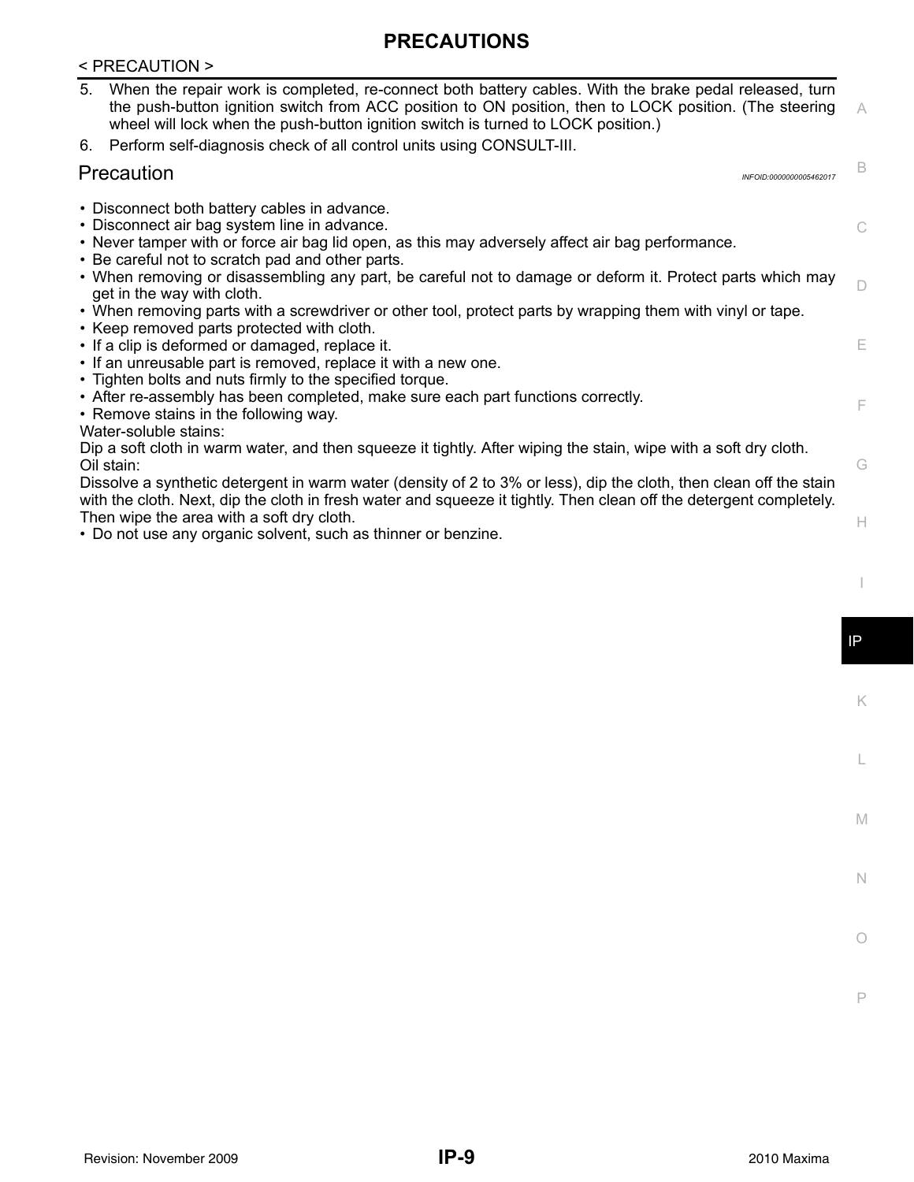5. When the repair work is completed, re-connect both battery cables. With the brake pedal released, turn the push-button ignition switch from ACC position to ON position, then to LOCK position. (The steering wheel will lock when the push-button ignition switch is turned to LOCK position.)
6. Perform self-diagnosis check of all control units using CONSULT-III.

## Precaution

INFOID:0000000005462017

- Disconnect both battery cables in advance.
- Disconnect air bag system line in advance.
- Never tamper with or force air bag lid open, as this may adversely affect air bag performance.
- Be careful not to scratch pad and other parts.
- When removing or disassembling any part, be careful not to damage or deform it. Protect parts which may get in the way with cloth.
- When removing parts with a screwdriver or other tool, protect parts by wrapping them with vinyl or tape.
- Keep removed parts protected with cloth.
- If a clip is deformed or damaged, replace it.
- If an unreusable part is removed, replace it with a new one.
- Tighten bolts and nuts firmly to the specified torque.
- After re-assembly has been completed, make sure each part functions correctly.
- Remove stains in the following way.

Water-soluble stains:
Dip a soft cloth in warm water, and then squeeze it tightly. After wiping the stain, wipe with a soft dry cloth.
Oil stain:
Dissolve a synthetic detergent in warm water (density of 2 to 3% or less), dip the cloth, then clean off the stain with the cloth. Next, dip the cloth in fresh water and squeeze it tightly. Then clean off the detergent completely. Then wipe the area with a soft dry cloth.

- Do not use any organic solvent, such as thinner or benzine.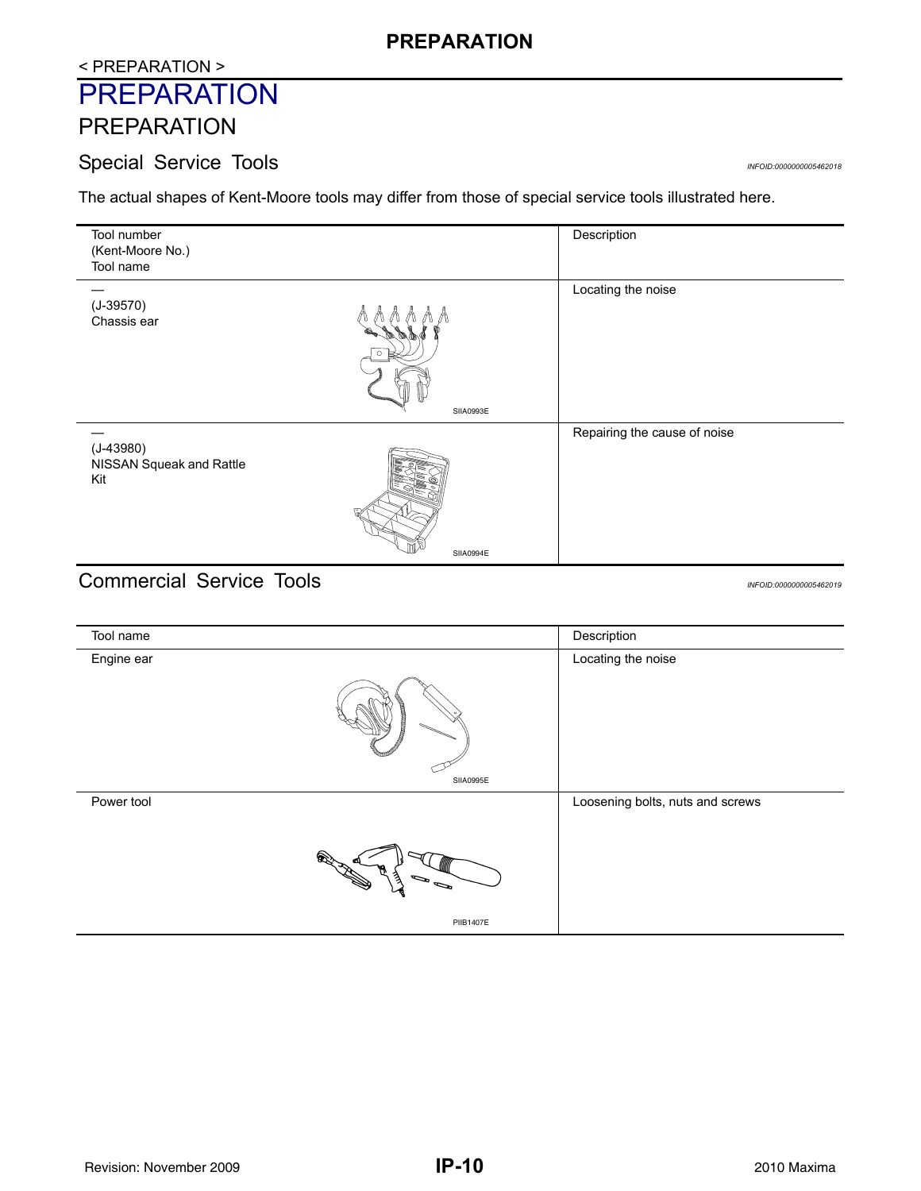# PREPARATION

## PREPARATION

### Special Service Tools

INFOID:0000000005462018

The actual shapes of Kent-Moore tools may differ from those of special service tools illustrated here.

| Tool number<br>(Kent-Moore No.)<br>Tool name | Description |
|---|---|
| —<br>(J-39570)<br>Chassis ear<br>SIIA0993E | Locating the noise |
| —<br>(J-43980)<br>NISSAN Squeak and Rattle Kit<br>SIIA0994E | Repairing the cause of noise |

### Commercial Service Tools

INFOID:0000000005462019

| Tool name | Description |
|---|---|
| Engine ear<br>SIIA0995E | Locating the noise |
| Power tool<br>PIIB1407E | Loosening bolts, nuts and screws |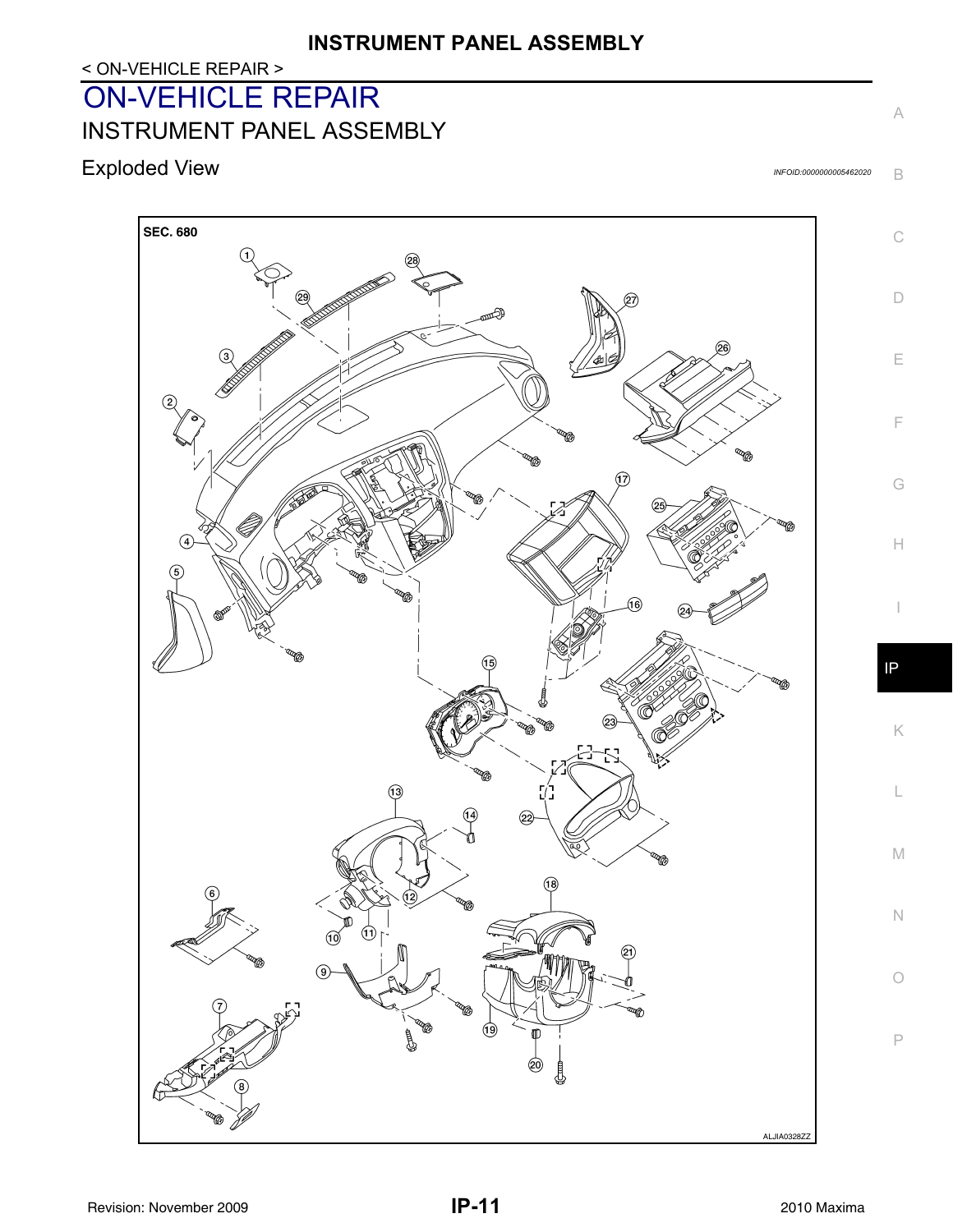< ON-VEHICLE REPAIR >

# ON-VEHICLE REPAIR

## INSTRUMENT PANEL ASSEMBLY

### Exploded View

*INFOID:0000000005462020*

SEC. 680

ALJIA0328ZZ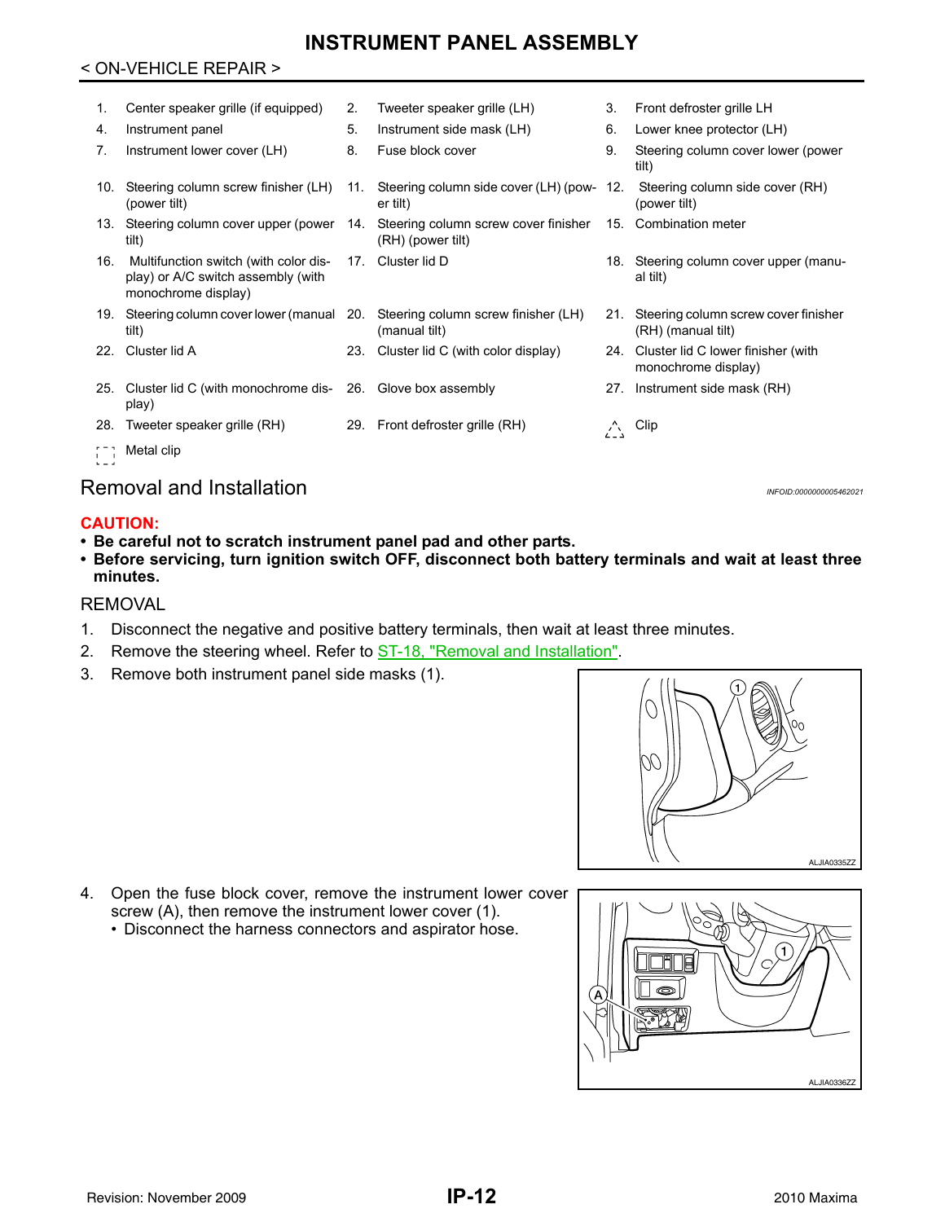# INSTRUMENT PANEL ASSEMBLY

< ON-VEHICLE REPAIR >

| | | |
|---|---|---|
| 1. Center speaker grille (if equipped) | 2. Tweeter speaker grille (LH) | 3. Front defroster grille LH |
| 4. Instrument panel | 5. Instrument side mask (LH) | 6. Lower knee protector (LH) |
| 7. Instrument lower cover (LH) | 8. Fuse block cover | 9. Steering column cover lower (power tilt) |
| 10. Steering column screw finisher (LH) (power tilt) | 11. Steering column side cover (LH) (power tilt) | 12. Steering column side cover (RH) (power tilt) |
| 13. Steering column cover upper (power tilt) | 14. Steering column screw cover finisher (RH) (power tilt) | 15. Combination meter |
| 16. Multifunction switch (with color display) or A/C switch assembly (with monochrome display) | 17. Cluster lid D | 18. Steering column cover upper (manual tilt) |
| 19. Steering column cover lower (manual tilt) | 20. Steering column screw finisher (LH) (manual tilt) | 21. Steering column screw cover finisher (RH) (manual tilt) |
| 22. Cluster lid A | 23. Cluster lid C (with color display) | 24. Cluster lid C lower finisher (with monochrome display) |
| 25. Cluster lid C (with monochrome display) | 26. Glove box assembly | 27. Instrument side mask (RH) |
| 28. Tweeter speaker grille (RH) | 29. Front defroster grille (RH) | Clip |
| Metal clip | | |

## Removal and Installation

INFOID:0000000005462021

**CAUTION:**

- **Be careful not to scratch instrument panel pad and other parts.**
- **Before servicing, turn ignition switch OFF, disconnect both battery terminals and wait at least three minutes.**

### REMOVAL

1. Disconnect the negative and positive battery terminals, then wait at least three minutes.
2. Remove the steering wheel. Refer to ST-18, "Removal and Installation".
3. Remove both instrument panel side masks (1).

ALJIA0335ZZ

4. Open the fuse block cover, remove the instrument lower cover screw (A), then remove the instrument lower cover (1).
   - Disconnect the harness connectors and aspirator hose.

ALJIA0336ZZ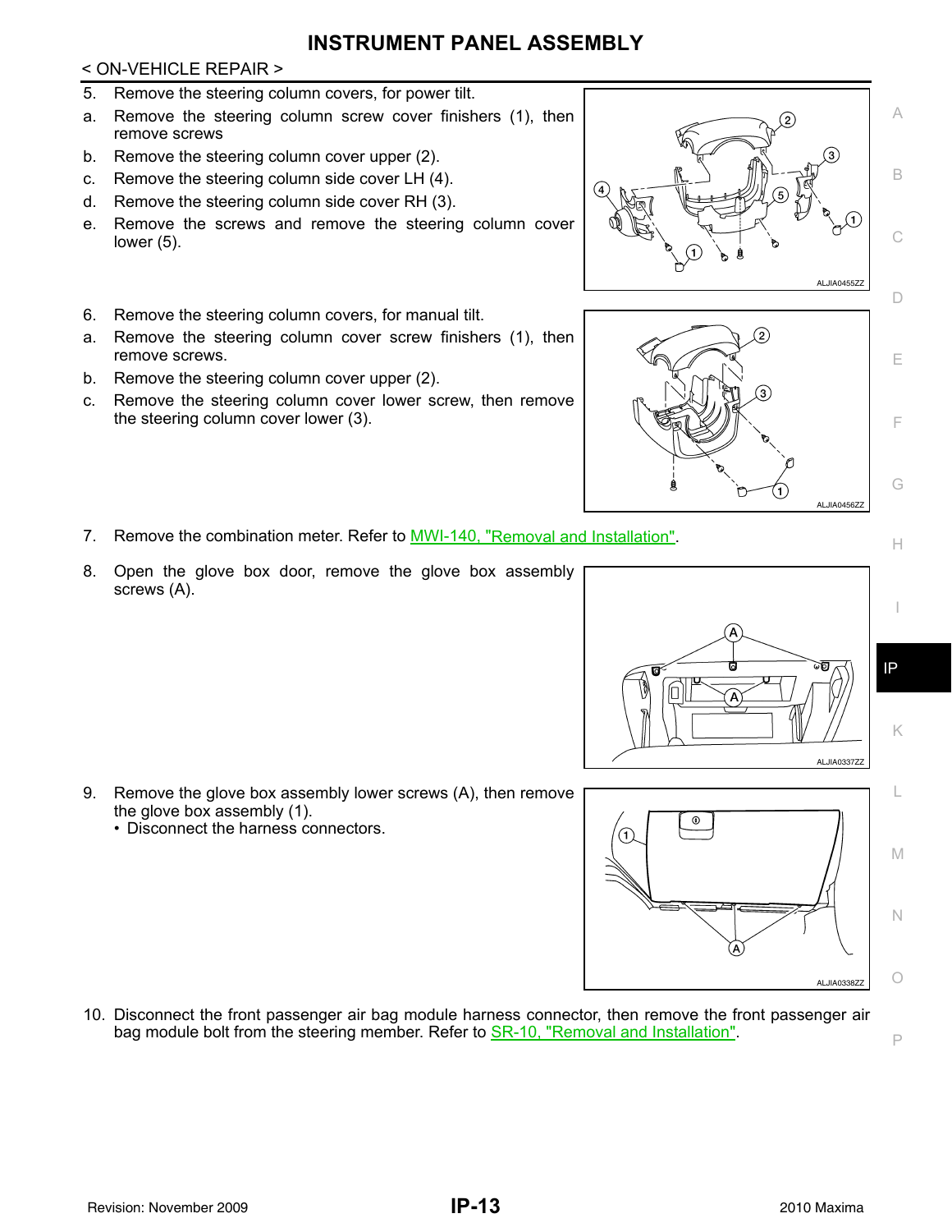5. Remove the steering column covers, for power tilt.
   a. Remove the steering column screw cover finishers (1), then remove screws
   b. Remove the steering column cover upper (2).
   c. Remove the steering column side cover LH (4).
   d. Remove the steering column side cover RH (3).
   e. Remove the screws and remove the steering column cover lower (5).

ALJIA0455ZZ

6. Remove the steering column covers, for manual tilt.
   a. Remove the steering column cover screw finishers (1), then remove screws.
   b. Remove the steering column cover upper (2).
   c. Remove the steering column cover lower screw, then remove the steering column cover lower (3).

ALJIA0456ZZ

7. Remove the combination meter. Refer to MWI-140, "Removal and Installation".

8. Open the glove box door, remove the glove box assembly screws (A).

ALJIA0337ZZ

9. Remove the glove box assembly lower screws (A), then remove the glove box assembly (1).
   - Disconnect the harness connectors.

ALJIA0338ZZ

10. Disconnect the front passenger air bag module harness connector, then remove the front passenger air bag module bolt from the steering member. Refer to SR-10, "Removal and Installation".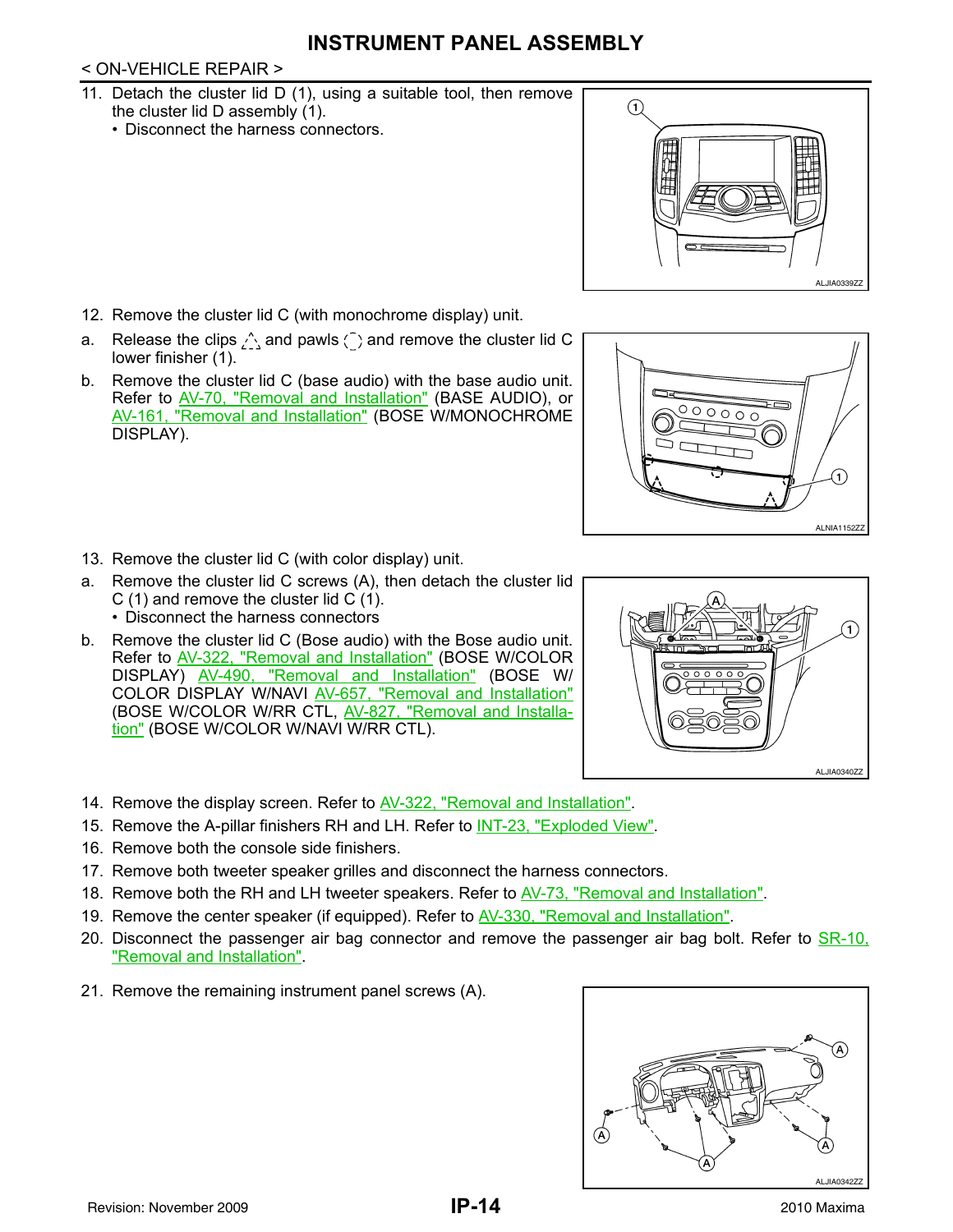# INSTRUMENT PANEL ASSEMBLY

< ON-VEHICLE REPAIR >

11. Detach the cluster lid D (1), using a suitable tool, then remove the cluster lid D assembly (1).
    - Disconnect the harness connectors.

ALJIA0339ZZ

12. Remove the cluster lid C (with monochrome display) unit.

a. Release the clips and pawls and remove the cluster lid C lower finisher (1).

b. Remove the cluster lid C (base audio) with the base audio unit. Refer to AV-70, "Removal and Installation" (BASE AUDIO), or AV-161, "Removal and Installation" (BOSE W/MONOCHROME DISPLAY).

ALNIA1152ZZ

13. Remove the cluster lid C (with color display) unit.

a. Remove the cluster lid C screws (A), then detach the cluster lid C (1) and remove the cluster lid C (1).
    - Disconnect the harness connectors

b. Remove the cluster lid C (Bose audio) with the Bose audio unit. Refer to AV-322, "Removal and Installation" (BOSE W/COLOR DISPLAY) AV-490, "Removal and Installation" (BOSE W/ COLOR DISPLAY W/NAVI AV-657, "Removal and Installation" (BOSE W/COLOR W/RR CTL, AV-827, "Removal and Installation" (BOSE W/COLOR W/NAVI W/RR CTL).

ALJIA0340ZZ

14. Remove the display screen. Refer to AV-322, "Removal and Installation".
15. Remove the A-pillar finishers RH and LH. Refer to INT-23, "Exploded View".
16. Remove both the console side finishers.
17. Remove both tweeter speaker grilles and disconnect the harness connectors.
18. Remove both the RH and LH tweeter speakers. Refer to AV-73, "Removal and Installation".
19. Remove the center speaker (if equipped). Refer to AV-330, "Removal and Installation".
20. Disconnect the passenger air bag connector and remove the passenger air bag bolt. Refer to SR-10, "Removal and Installation".
21. Remove the remaining instrument panel screws (A).

ALJIA0342ZZ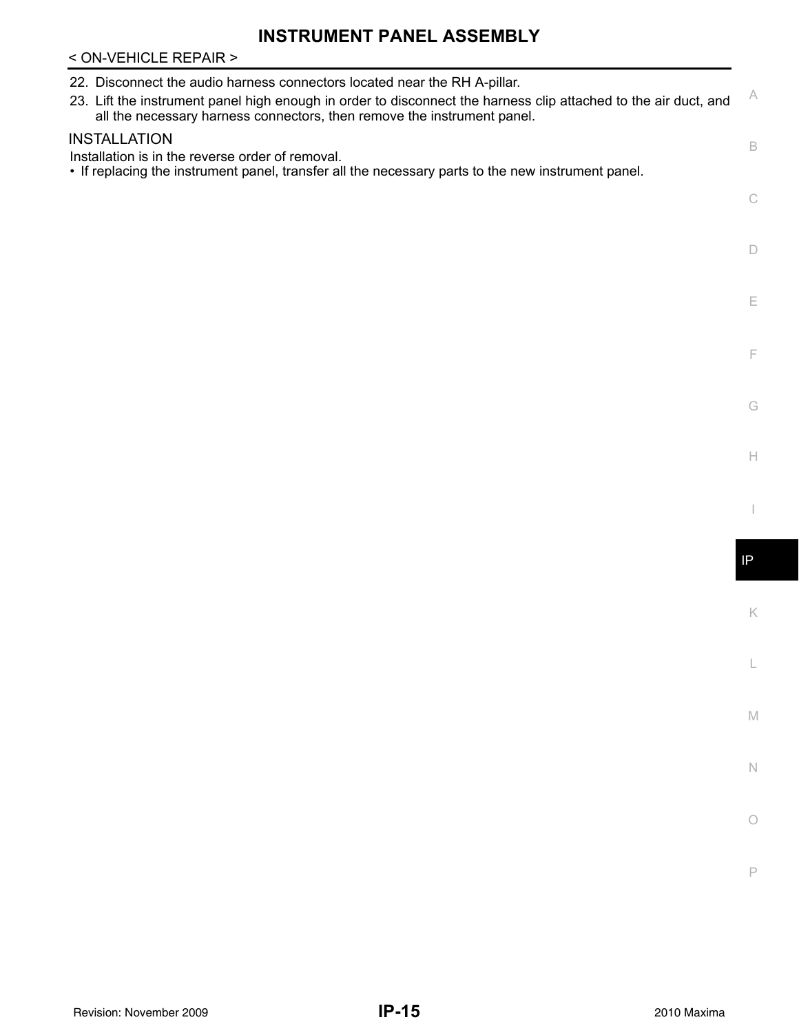22. Disconnect the audio harness connectors located near the RH A-pillar.
23. Lift the instrument panel high enough in order to disconnect the harness clip attached to the air duct, and all the necessary harness connectors, then remove the instrument panel.

INSTALLATION

Installation is in the reverse order of removal.

- If replacing the instrument panel, transfer all the necessary parts to the new instrument panel.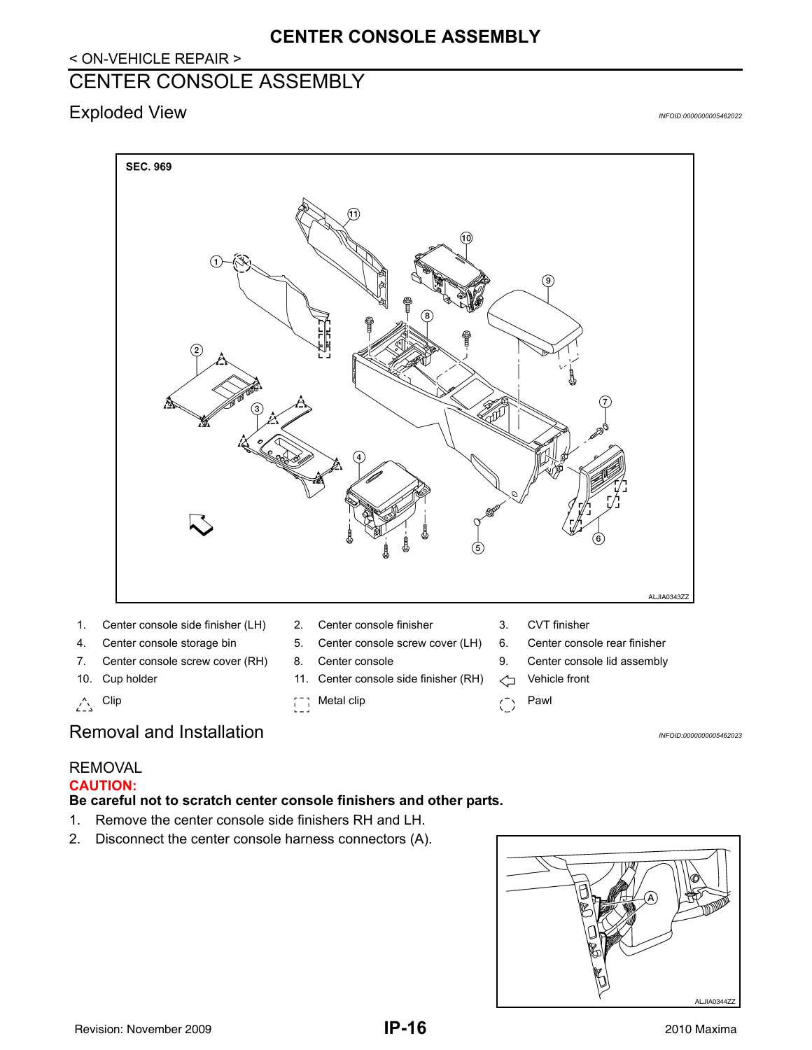# CENTER CONSOLE ASSEMBLY

## Exploded View

INFOID:0000000005462022

| | | | | | |
|---|---|---|---|---|---|
| 1. | Center console side finisher (LH) | 2. | Center console finisher | 3. | CVT finisher |
| 4. | Center console storage bin | 5. | Center console screw cover (LH) | 6. | Center console rear finisher |
| 7. | Center console screw cover (RH) | 8. | Center console | 9. | Center console lid assembly |
| 10. | Cup holder | 11. | Center console side finisher (RH) | ⇦ | Vehicle front |
| △ | Clip | ⌜⌝ | Metal clip | ◯ | Pawl |

## Removal and Installation

INFOID:0000000005462023

### REMOVAL

**CAUTION:**

**Be careful not to scratch center console finishers and other parts.**

1. Remove the center console side finishers RH and LH.
2. Disconnect the center console harness connectors (A).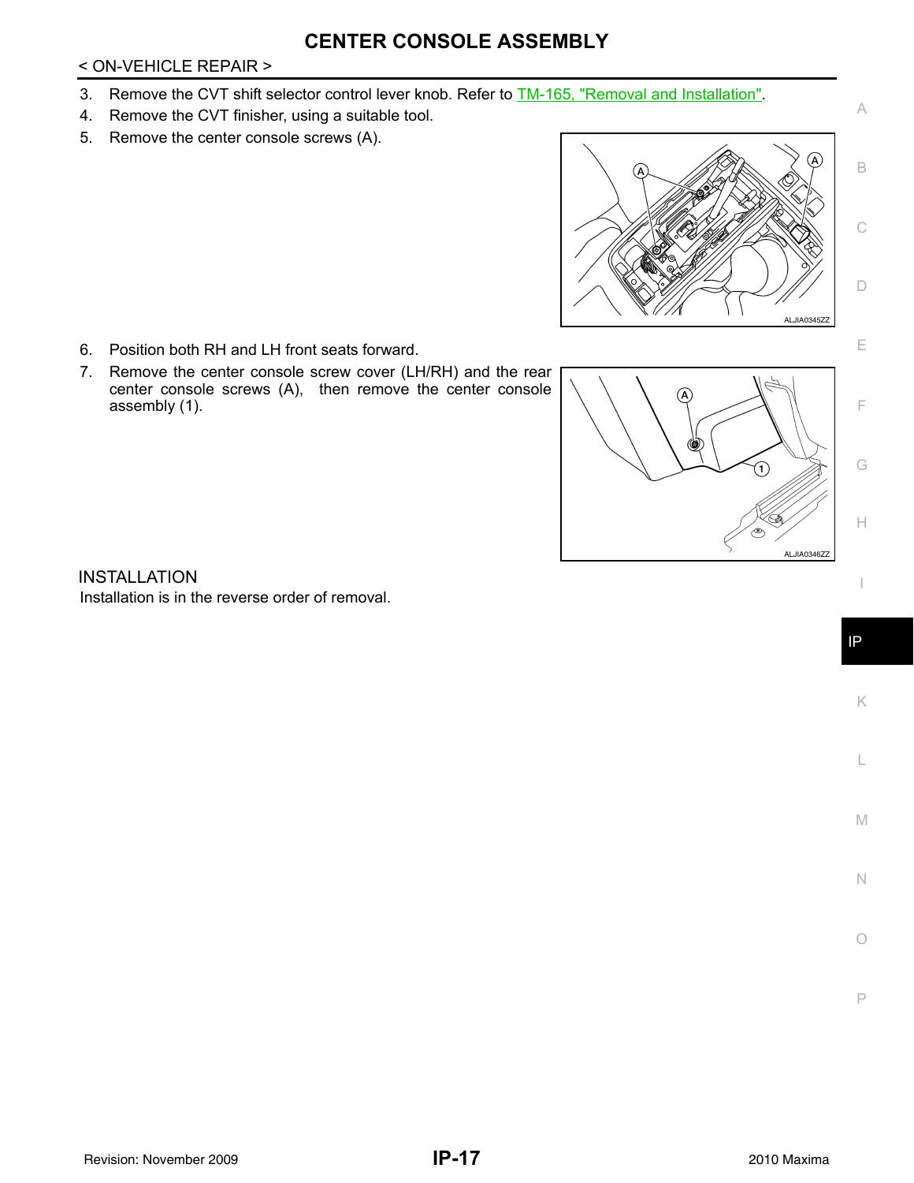# CENTER CONSOLE ASSEMBLY

< ON-VEHICLE REPAIR >

3. Remove the CVT shift selector control lever knob. Refer to TM-165, "Removal and Installation".
4. Remove the CVT finisher, using a suitable tool.
5. Remove the center console screws (A).

ALJIA0345ZZ

6. Position both RH and LH front seats forward.
7. Remove the center console screw cover (LH/RH) and the rear center console screws (A), then remove the center console assembly (1).

ALJIA0346ZZ

## INSTALLATION

Installation is in the reverse order of removal.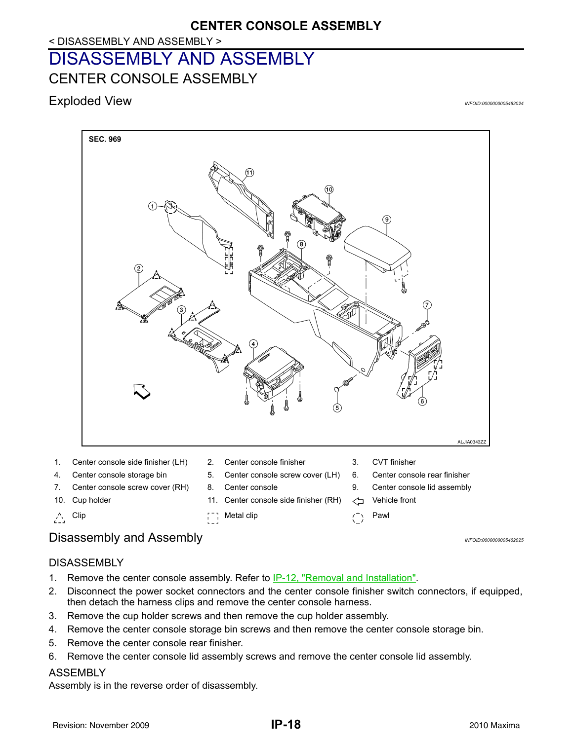# DISASSEMBLY AND ASSEMBLY

## CENTER CONSOLE ASSEMBLY

### Exploded View

INFOID:0000000005462024

SEC. 969

ALJIA0343ZZ

1. Center console side finisher (LH)
2. Center console finisher
3. CVT finisher
4. Center console storage bin
5. Center console screw cover (LH)
6. Center console rear finisher
7. Center console screw cover (RH)
8. Center console
9. Center console lid assembly
10. Cup holder
11. Center console side finisher (RH)

⇦ Vehicle front

Clip

Metal clip

Pawl

### Disassembly and Assembly

INFOID:0000000005462025

DISASSEMBLY

1. Remove the center console assembly. Refer to IP-12, "Removal and Installation".
2. Disconnect the power socket connectors and the center console finisher switch connectors, if equipped, then detach the harness clips and remove the center console harness.
3. Remove the cup holder screws and then remove the cup holder assembly.
4. Remove the center console storage bin screws and then remove the center console storage bin.
5. Remove the center console rear finisher.
6. Remove the center console lid assembly screws and remove the center console lid assembly.

ASSEMBLY

Assembly is in the reverse order of disassembly.